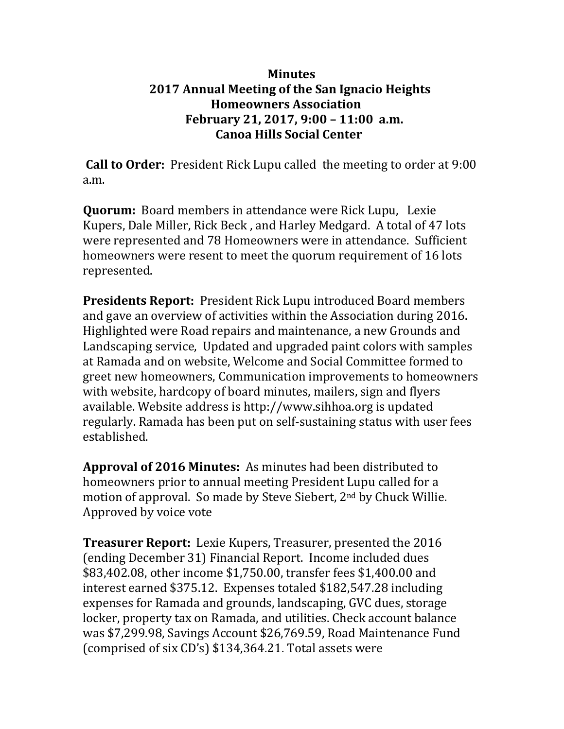**Minutes**
**2017 Annual Meeting of the San Ignacio Heights Homeowners Association**
**February 21, 2017, 9:00 – 11:00 a.m.**
**Canoa Hills Social Center**

**Call to Order:** President Rick Lupu called the meeting to order at 9:00 a.m.

**Quorum:** Board members in attendance were Rick Lupu, Lexie Kupers, Dale Miller, Rick Beck , and Harley Medgard. A total of 47 lots were represented and 78 Homeowners were in attendance. Sufficient homeowners were resent to meet the quorum requirement of 16 lots represented.

**Presidents Report:** President Rick Lupu introduced Board members and gave an overview of activities within the Association during 2016. Highlighted were Road repairs and maintenance, a new Grounds and Landscaping service, Updated and upgraded paint colors with samples at Ramada and on website, Welcome and Social Committee formed to greet new homeowners, Communication improvements to homeowners with website, hardcopy of board minutes, mailers, sign and flyers available. Website address is http://www.sihhoa.org is updated regularly. Ramada has been put on self-sustaining status with user fees established.

**Approval of 2016 Minutes:** As minutes had been distributed to homeowners prior to annual meeting President Lupu called for a motion of approval. So made by Steve Siebert, 2nd by Chuck Willie. Approved by voice vote

**Treasurer Report:** Lexie Kupers, Treasurer, presented the 2016 (ending December 31) Financial Report. Income included dues $83,402.08, other income $1,750.00, transfer fees $1,400.00 and interest earned $375.12. Expenses totaled $182,547.28 including expenses for Ramada and grounds, landscaping, GVC dues, storage locker, property tax on Ramada, and utilities. Check account balance was $7,299.98, Savings Account $26,769.59, Road Maintenance Fund (comprised of six CD's) $134,364.21. Total assets were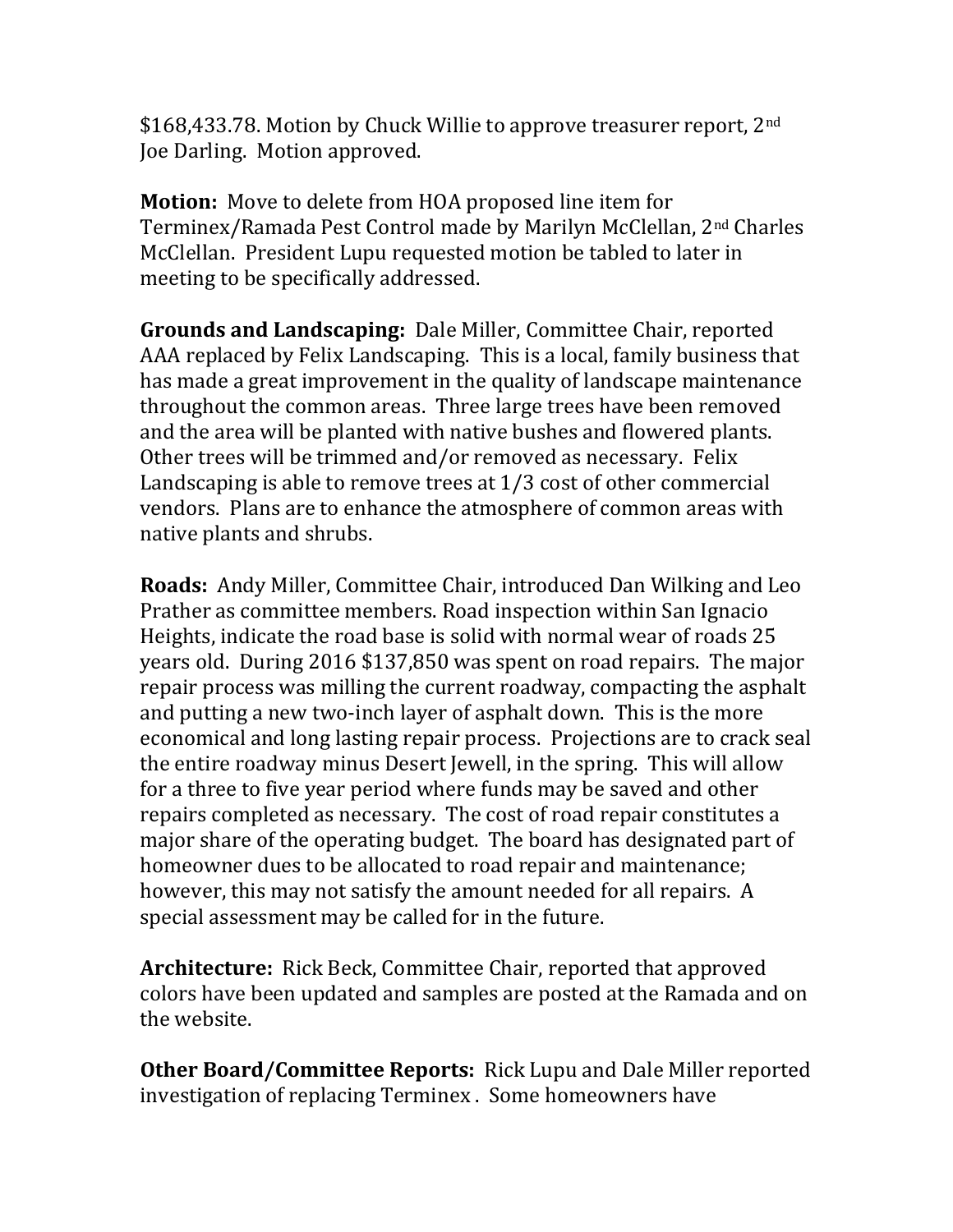$168,433.78. Motion by Chuck Willie to approve treasurer report, 2nd Joe Darling. Motion approved.

**Motion:** Move to delete from HOA proposed line item for Terminex/Ramada Pest Control made by Marilyn McClellan, 2nd Charles McClellan. President Lupu requested motion be tabled to later in meeting to be specifically addressed.

**Grounds and Landscaping:** Dale Miller, Committee Chair, reported AAA replaced by Felix Landscaping. This is a local, family business that has made a great improvement in the quality of landscape maintenance throughout the common areas. Three large trees have been removed and the area will be planted with native bushes and flowered plants. Other trees will be trimmed and/or removed as necessary. Felix Landscaping is able to remove trees at 1/3 cost of other commercial vendors. Plans are to enhance the atmosphere of common areas with native plants and shrubs.

**Roads:** Andy Miller, Committee Chair, introduced Dan Wilking and Leo Prather as committee members. Road inspection within San Ignacio Heights, indicate the road base is solid with normal wear of roads 25 years old. During 2016 $137,850 was spent on road repairs. The major repair process was milling the current roadway, compacting the asphalt and putting a new two-inch layer of asphalt down. This is the more economical and long lasting repair process. Projections are to crack seal the entire roadway minus Desert Jewell, in the spring. This will allow for a three to five year period where funds may be saved and other repairs completed as necessary. The cost of road repair constitutes a major share of the operating budget. The board has designated part of homeowner dues to be allocated to road repair and maintenance; however, this may not satisfy the amount needed for all repairs. A special assessment may be called for in the future.

**Architecture:** Rick Beck, Committee Chair, reported that approved colors have been updated and samples are posted at the Ramada and on the website.

**Other Board/Committee Reports:** Rick Lupu and Dale Miller reported investigation of replacing Terminex . Some homeowners have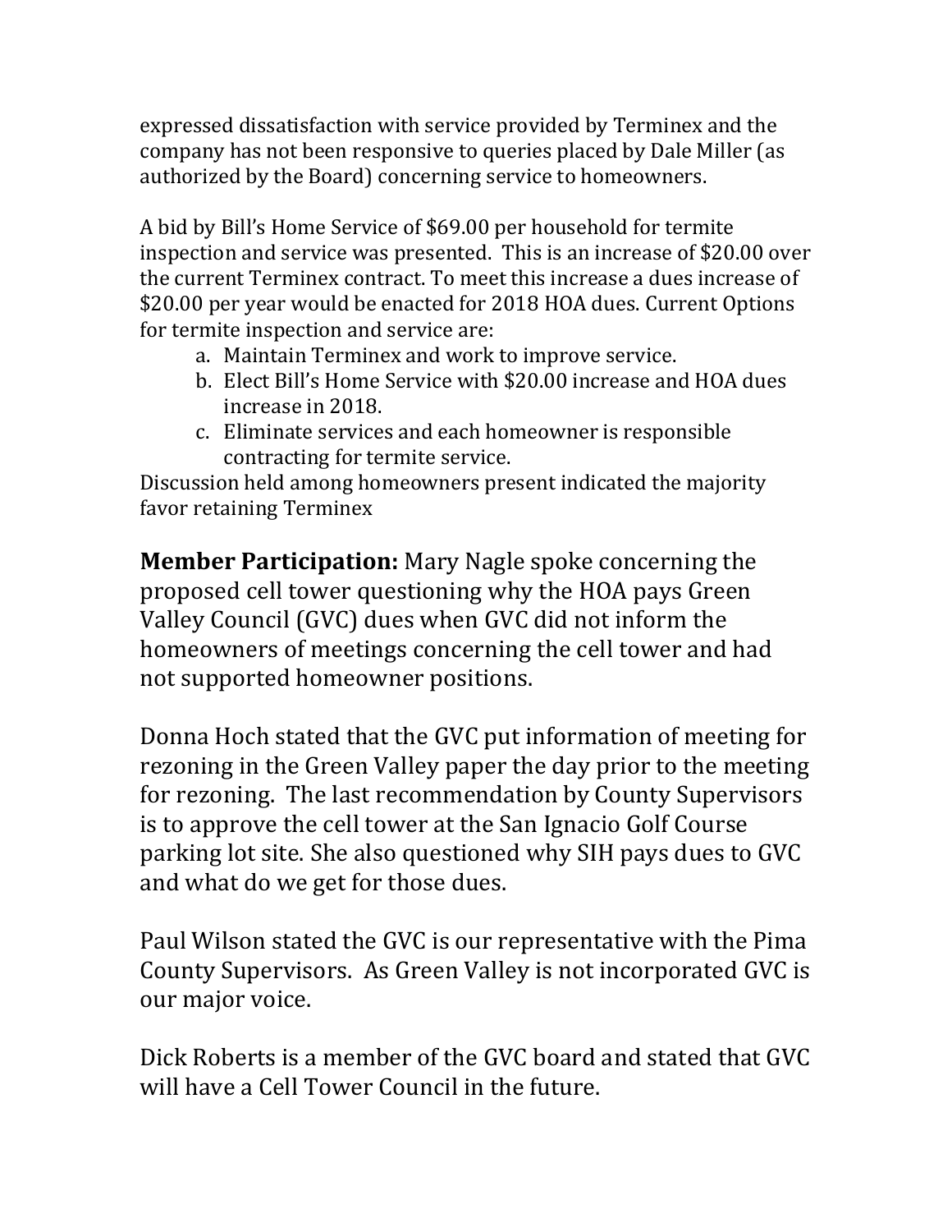expressed dissatisfaction with service provided by Terminex and the company has not been responsive to queries placed by Dale Miller (as authorized by the Board) concerning service to homeowners.

A bid by Bill's Home Service of $69.00 per household for termite inspection and service was presented. This is an increase of $20.00 over the current Terminex contract. To meet this increase a dues increase of $20.00 per year would be enacted for 2018 HOA dues. Current Options for termite inspection and service are:

a. Maintain Terminex and work to improve service.
b. Elect Bill's Home Service with $20.00 increase and HOA dues increase in 2018.
c. Eliminate services and each homeowner is responsible contracting for termite service.

Discussion held among homeowners present indicated the majority favor retaining Terminex

**Member Participation:** Mary Nagle spoke concerning the proposed cell tower questioning why the HOA pays Green Valley Council (GVC) dues when GVC did not inform the homeowners of meetings concerning the cell tower and had not supported homeowner positions.

Donna Hoch stated that the GVC put information of meeting for rezoning in the Green Valley paper the day prior to the meeting for rezoning. The last recommendation by County Supervisors is to approve the cell tower at the San Ignacio Golf Course parking lot site. She also questioned why SIH pays dues to GVC and what do we get for those dues.

Paul Wilson stated the GVC is our representative with the Pima County Supervisors. As Green Valley is not incorporated GVC is our major voice.

Dick Roberts is a member of the GVC board and stated that GVC will have a Cell Tower Council in the future.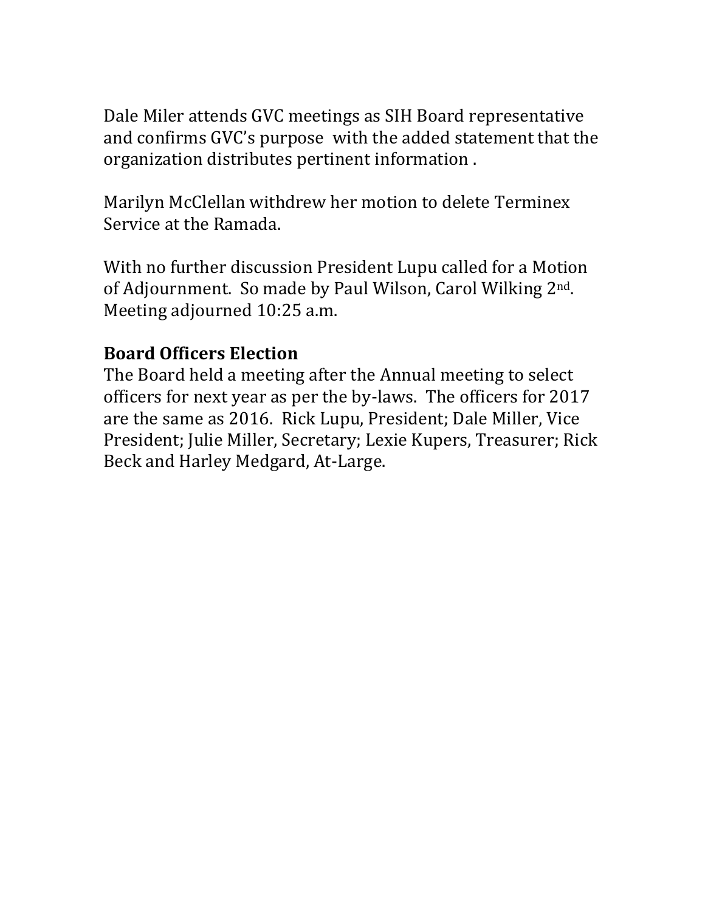Dale Miler attends GVC meetings as SIH Board representative and confirms GVC's purpose with the added statement that the organization distributes pertinent information .

Marilyn McClellan withdrew her motion to delete Terminex Service at the Ramada.

With no further discussion President Lupu called for a Motion of Adjournment. So made by Paul Wilson, Carol Wilking 2nd. Meeting adjourned 10:25 a.m.

**Board Officers Election**

The Board held a meeting after the Annual meeting to select officers for next year as per the by-laws. The officers for 2017 are the same as 2016. Rick Lupu, President; Dale Miller, Vice President; Julie Miller, Secretary; Lexie Kupers, Treasurer; Rick Beck and Harley Medgard, At-Large.